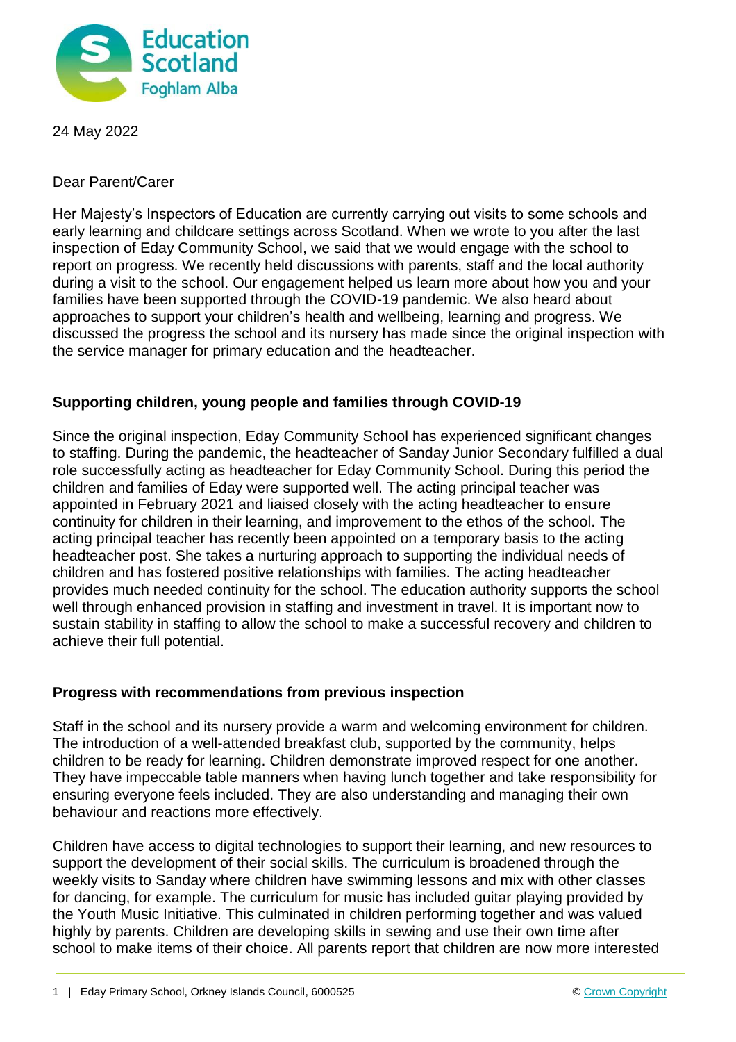24 May 2022

Dear Parent/Carer

Her Majesty's Inspectors of Education are currently carrying out visits to some schools and early learning and childcare settings across Scotland. When we wrote to you after the last inspection of Eday Community School, we said that we would engage with the school to report on progress. We recently held discussions with parents, staff and the local authority during a visit to the school. Our engagement helped us learn more about how you and your families have been supported through the COVID-19 pandemic. We also heard about approaches to support your children's health and wellbeing, learning and progress. We discussed the progress the school and its nursery has made since the original inspection with the service manager for primary education and the headteacher.

## Supporting children, young people and families through COVID-19

Since the original inspection, Eday Community School has experienced significant changes to staffing. During the pandemic, the headteacher of Sanday Junior Secondary fulfilled a dual role successfully acting as headteacher for Eday Community School. During this period the children and families of Eday were supported well. The acting principal teacher was appointed in February 2021 and liaised closely with the acting headteacher to ensure continuity for children in their learning, and improvement to the ethos of the school. The acting principal teacher has recently been appointed on a temporary basis to the acting headteacher post. She takes a nurturing approach to supporting the individual needs of children and has fostered positive relationships with families. The acting headteacher provides much needed continuity for the school. The education authority supports the school well through enhanced provision in staffing and investment in travel. It is important now to sustain stability in staffing to allow the school to make a successful recovery and children to achieve their full potential.

## Progress with recommendations from previous inspection

Staff in the school and its nursery provide a warm and welcoming environment for children. The introduction of a well-attended breakfast club, supported by the community, helps children to be ready for learning. Children demonstrate improved respect for one another. They have impeccable table manners when having lunch together and take responsibility for ensuring everyone feels included. They are also understanding and managing their own behaviour and reactions more effectively.

Children have access to digital technologies to support their learning, and new resources to support the development of their social skills. The curriculum is broadened through the weekly visits to Sanday where children have swimming lessons and mix with other classes for dancing, for example. The curriculum for music has included guitar playing provided by the Youth Music Initiative. This culminated in children performing together and was valued highly by parents. Children are developing skills in sewing and use their own time after school to make items of their choice. All parents report that children are now more interested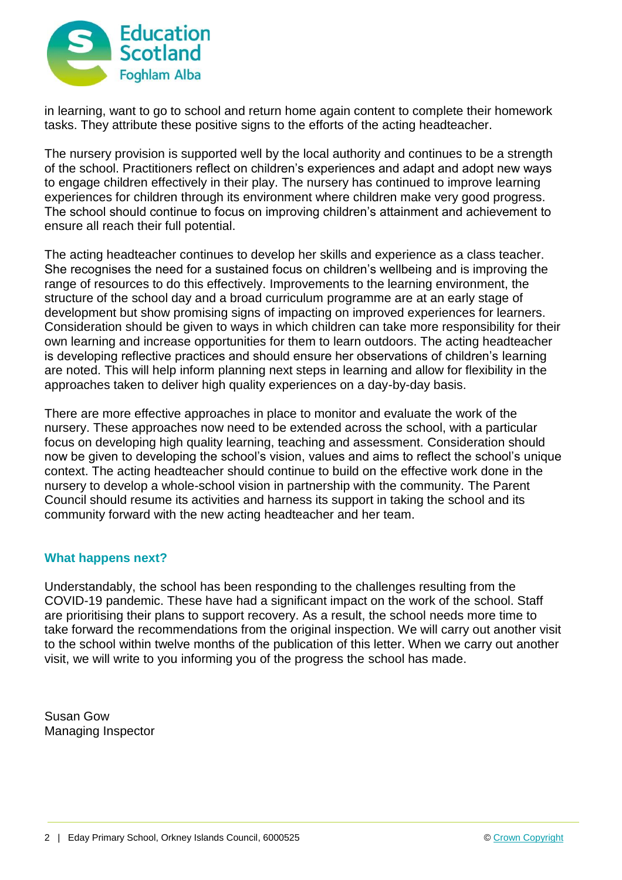in learning, want to go to school and return home again content to complete their homework tasks. They attribute these positive signs to the efforts of the acting headteacher.

The nursery provision is supported well by the local authority and continues to be a strength of the school. Practitioners reflect on children's experiences and adapt and adopt new ways to engage children effectively in their play. The nursery has continued to improve learning experiences for children through its environment where children make very good progress. The school should continue to focus on improving children's attainment and achievement to ensure all reach their full potential.

The acting headteacher continues to develop her skills and experience as a class teacher. She recognises the need for a sustained focus on children's wellbeing and is improving the range of resources to do this effectively. Improvements to the learning environment, the structure of the school day and a broad curriculum programme are at an early stage of development but show promising signs of impacting on improved experiences for learners. Consideration should be given to ways in which children can take more responsibility for their own learning and increase opportunities for them to learn outdoors. The acting headteacher is developing reflective practices and should ensure her observations of children's learning are noted. This will help inform planning next steps in learning and allow for flexibility in the approaches taken to deliver high quality experiences on a day-by-day basis.

There are more effective approaches in place to monitor and evaluate the work of the nursery. These approaches now need to be extended across the school, with a particular focus on developing high quality learning, teaching and assessment. Consideration should now be given to developing the school's vision, values and aims to reflect the school's unique context. The acting headteacher should continue to build on the effective work done in the nursery to develop a whole-school vision in partnership with the community. The Parent Council should resume its activities and harness its support in taking the school and its community forward with the new acting headteacher and her team.

## What happens next?

Understandably, the school has been responding to the challenges resulting from the COVID-19 pandemic. These have had a significant impact on the work of the school. Staff are prioritising their plans to support recovery. As a result, the school needs more time to take forward the recommendations from the original inspection. We will carry out another visit to the school within twelve months of the publication of this letter. When we carry out another visit, we will write to you informing you of the progress the school has made.

Susan Gow
Managing Inspector